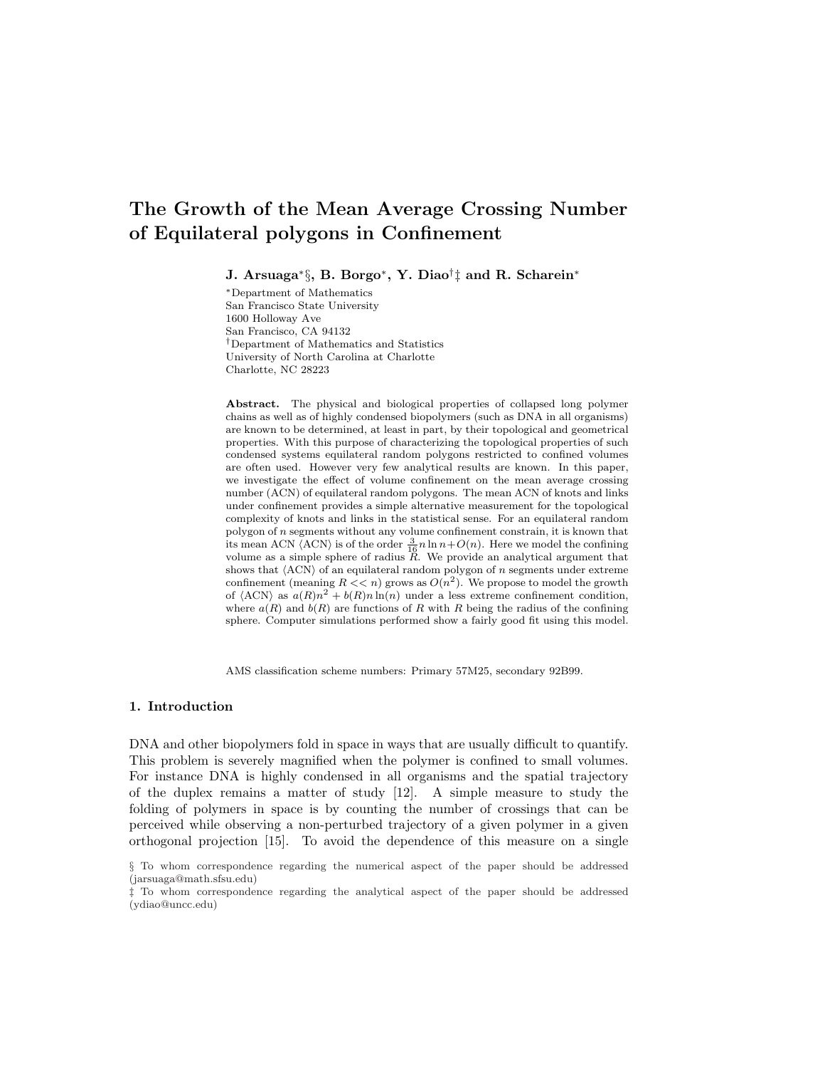# The Growth of the Mean Average Crossing Number of Equilateral polygons in Confinement

**J. Arsuaga*§, B. Borgo*, Y. Diao†‡ and R. Scharein***

*Department of Mathematics
San Francisco State University
1600 Holloway Ave
San Francisco, CA 94132
†Department of Mathematics and Statistics
University of North Carolina at Charlotte
Charlotte, NC 28223

**Abstract.** The physical and biological properties of collapsed long polymer chains as well as of highly condensed biopolymers (such as DNA in all organisms) are known to be determined, at least in part, by their topological and geometrical properties. With this purpose of characterizing the topological properties of such condensed systems equilateral random polygons restricted to confined volumes are often used. However very few analytical results are known. In this paper, we investigate the effect of volume confinement on the mean average crossing number (ACN) of equilateral random polygons. The mean ACN of knots and links under confinement provides a simple alternative measurement for the topological complexity of knots and links in the statistical sense. For an equilateral random polygon of $n$ segments without any volume confinement constrain, it is known that its mean ACN $\langle \text{ACN} \rangle$ is of the order $\frac{3}{16} n \ln n + O(n)$. Here we model the confining volume as a simple sphere of radius $R$. We provide an analytical argument that shows that $\langle \text{ACN} \rangle$ of an equilateral random polygon of $n$ segments under extreme confinement (meaning $R << n$) grows as $O(n^2)$. We propose to model the growth of $\langle \text{ACN} \rangle$ as $a(R)n^2 + b(R)n \ln(n)$ under a less extreme confinement condition, where $a(R)$ and $b(R)$ are functions of $R$ with $R$ being the radius of the confining sphere. Computer simulations performed show a fairly good fit using this model.

AMS classification scheme numbers: Primary 57M25, secondary 92B99.

## 1. Introduction

DNA and other biopolymers fold in space in ways that are usually difficult to quantify. This problem is severely magnified when the polymer is confined to small volumes. For instance DNA is highly condensed in all organisms and the spatial trajectory of the duplex remains a matter of study [12]. A simple measure to study the folding of polymers in space is by counting the number of crossings that can be perceived while observing a non-perturbed trajectory of a given polymer in a given orthogonal projection [15]. To avoid the dependence of this measure on a single

§ To whom correspondence regarding the numerical aspect of the paper should be addressed (jarsuaga@math.sfsu.edu)

‡ To whom correspondence regarding the analytical aspect of the paper should be addressed (ydiao@uncc.edu)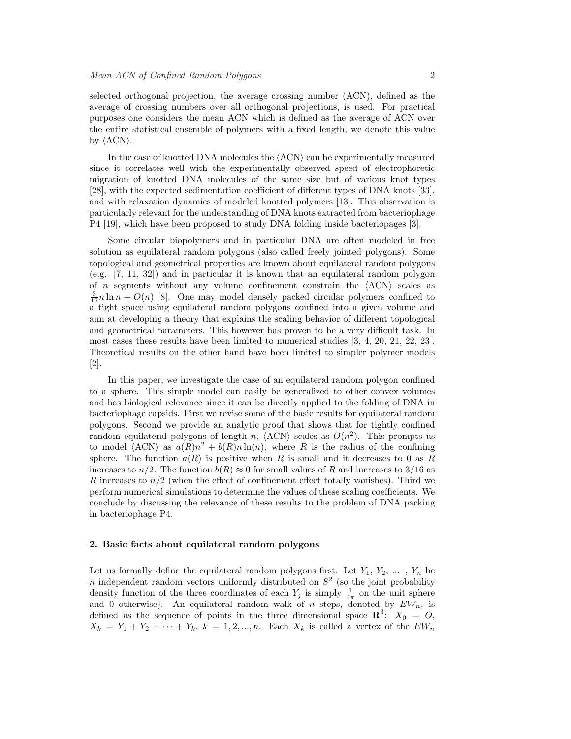selected orthogonal projection, the average crossing number (ACN), defined as the average of crossing numbers over all orthogonal projections, is used. For practical purposes one considers the mean ACN which is defined as the average of ACN over the entire statistical ensemble of polymers with a fixed length, we denote this value by $\langle \text{ACN} \rangle$.

In the case of knotted DNA molecules the $\langle \text{ACN} \rangle$ can be experimentally measured since it correlates well with the experimentally observed speed of electrophoretic migration of knotted DNA molecules of the same size but of various knot types [28], with the expected sedimentation coefficient of different types of DNA knots [33], and with relaxation dynamics of modeled knotted polymers [13]. This observation is particularly relevant for the understanding of DNA knots extracted from bacteriophage P4 [19], which have been proposed to study DNA folding inside bacteriopages [3].

Some circular biopolymers and in particular DNA are often modeled in free solution as equilateral random polygons (also called freely jointed polygons). Some topological and geometrical properties are known about equilateral random polygons (e.g. [7, 11, 32]) and in particular it is known that an equilateral random polygon of $n$ segments without any volume confinement constrain the $\langle \text{ACN} \rangle$ scales as $\frac{3}{16} n \ln n + O(n)$ [8]. One may model densely packed circular polymers confined to a tight space using equilateral random polygons confined into a given volume and aim at developing a theory that explains the scaling behavior of different topological and geometrical parameters. This however has proven to be a very difficult task. In most cases these results have been limited to numerical studies [3, 4, 20, 21, 22, 23]. Theoretical results on the other hand have been limited to simpler polymer models [2].

In this paper, we investigate the case of an equilateral random polygon confined to a sphere. This simple model can easily be generalized to other convex volumes and has biological relevance since it can be directly applied to the folding of DNA in bacteriophage capsids. First we revise some of the basic results for equilateral random polygons. Second we provide an analytic proof that shows that for tightly confined random equilateral polygons of length $n$, $\langle \text{ACN} \rangle$ scales as $O(n^2)$. This prompts us to model $\langle \text{ACN} \rangle$ as $a(R)n^2 + b(R)n \ln(n)$, where $R$ is the radius of the confining sphere. The function $a(R)$ is positive when $R$ is small and it decreases to 0 as $R$ increases to $n/2$. The function $b(R) \approx 0$ for small values of $R$ and increases to $3/16$ as $R$ increases to $n/2$ (when the effect of confinement effect totally vanishes). Third we perform numerical simulations to determine the values of these scaling coefficients. We conclude by discussing the relevance of these results to the problem of DNA packing in bacteriophage P4.

## 2. Basic facts about equilateral random polygons

Let us formally define the equilateral random polygons first. Let $Y_1, Y_2, \ldots, Y_n$ be $n$ independent random vectors uniformly distributed on $S^2$ (so the joint probability density function of the three coordinates of each $Y_j$ is simply $\frac{1}{4\pi}$ on the unit sphere and 0 otherwise). An equilateral random walk of $n$ steps, denoted by $EW_n$, is defined as the sequence of points in the three dimensional space $\mathbf{R}^3$: $X_0 = O$, $X_k = Y_1 + Y_2 + \cdots + Y_k$, $k = 1, 2, \ldots, n$. Each $X_k$ is called a vertex of the $EW_n$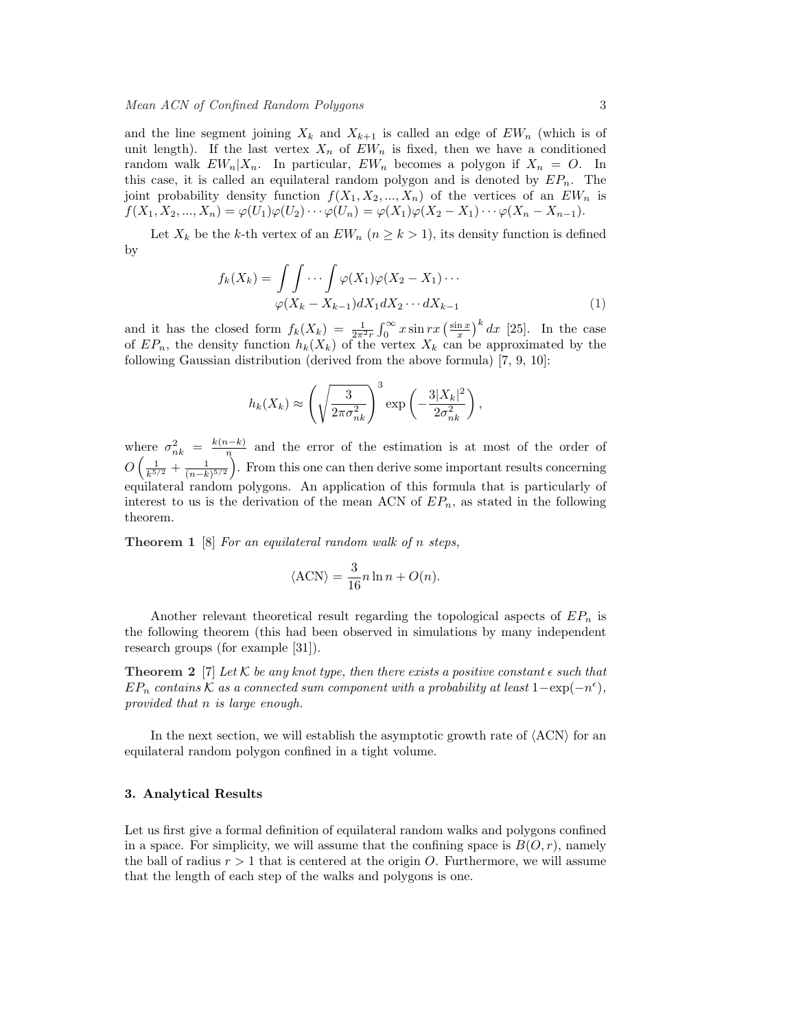and the line segment joining $X_k$ and $X_{k+1}$ is called an edge of $EW_n$ (which is of unit length). If the last vertex $X_n$ of $EW_n$ is fixed, then we have a conditioned random walk $EW_n|X_n$. In particular, $EW_n$ becomes a polygon if $X_n = O$. In this case, it is called an equilateral random polygon and is denoted by $EP_n$. The joint probability density function $f(X_1, X_2, ..., X_n)$ of the vertices of an $EW_n$ is $f(X_1, X_2, ..., X_n) = \varphi(U_1)\varphi(U_2)\cdots\varphi(U_n) = \varphi(X_1)\varphi(X_2 - X_1)\cdots\varphi(X_n - X_{n-1})$.

Let $X_k$ be the $k$-th vertex of an $EW_n$ ($n \geq k > 1$), its density function is defined by

$$f_k(X_k) = \int\int\cdots\int \varphi(X_1)\varphi(X_2 - X_1)\cdots \varphi(X_k - X_{k-1})dX_1 dX_2\cdots dX_{k-1} \tag{1}$$

and it has the closed form $f_k(X_k) = \frac{1}{2\pi^2 r}\int_0^\infty x \sin rx \left(\frac{\sin x}{x}\right)^k dx$ [25]. In the case of $EP_n$, the density function $h_k(X_k)$ of the vertex $X_k$ can be approximated by the following Gaussian distribution (derived from the above formula) [7, 9, 10]:

$$h_k(X_k) \approx \left(\sqrt{\frac{3}{2\pi\sigma_{nk}^2}}\right)^3 \exp\left(-\frac{3|X_k|^2}{2\sigma_{nk}^2}\right),$$

where $\sigma_{nk}^2 = \frac{k(n-k)}{n}$ and the error of the estimation is at most of the order of $O\left(\frac{1}{k^{5/2}} + \frac{1}{(n-k)^{5/2}}\right)$. From this one can then derive some important results concerning equilateral random polygons. An application of this formula that is particularly of interest to us is the derivation of the mean ACN of $EP_n$, as stated in the following theorem.

**Theorem 1** [8] *For an equilateral random walk of n steps,*

$$\langle \text{ACN} \rangle = \frac{3}{16} n \ln n + O(n).$$

Another relevant theoretical result regarding the topological aspects of $EP_n$ is the following theorem (this had been observed in simulations by many independent research groups (for example [31]).

**Theorem 2** [7] *Let $\mathcal{K}$ be any knot type, then there exists a positive constant $\epsilon$ such that $EP_n$ contains $\mathcal{K}$ as a connected sum component with a probability at least $1-\exp(-n^\epsilon)$, provided that $n$ is large enough.*

In the next section, we will establish the asymptotic growth rate of $\langle \text{ACN} \rangle$ for an equilateral random polygon confined in a tight volume.

## 3. Analytical Results

Let us first give a formal definition of equilateral random walks and polygons confined in a space. For simplicity, we will assume that the confining space is $B(O, r)$, namely the ball of radius $r > 1$ that is centered at the origin $O$. Furthermore, we will assume that the length of each step of the walks and polygons is one.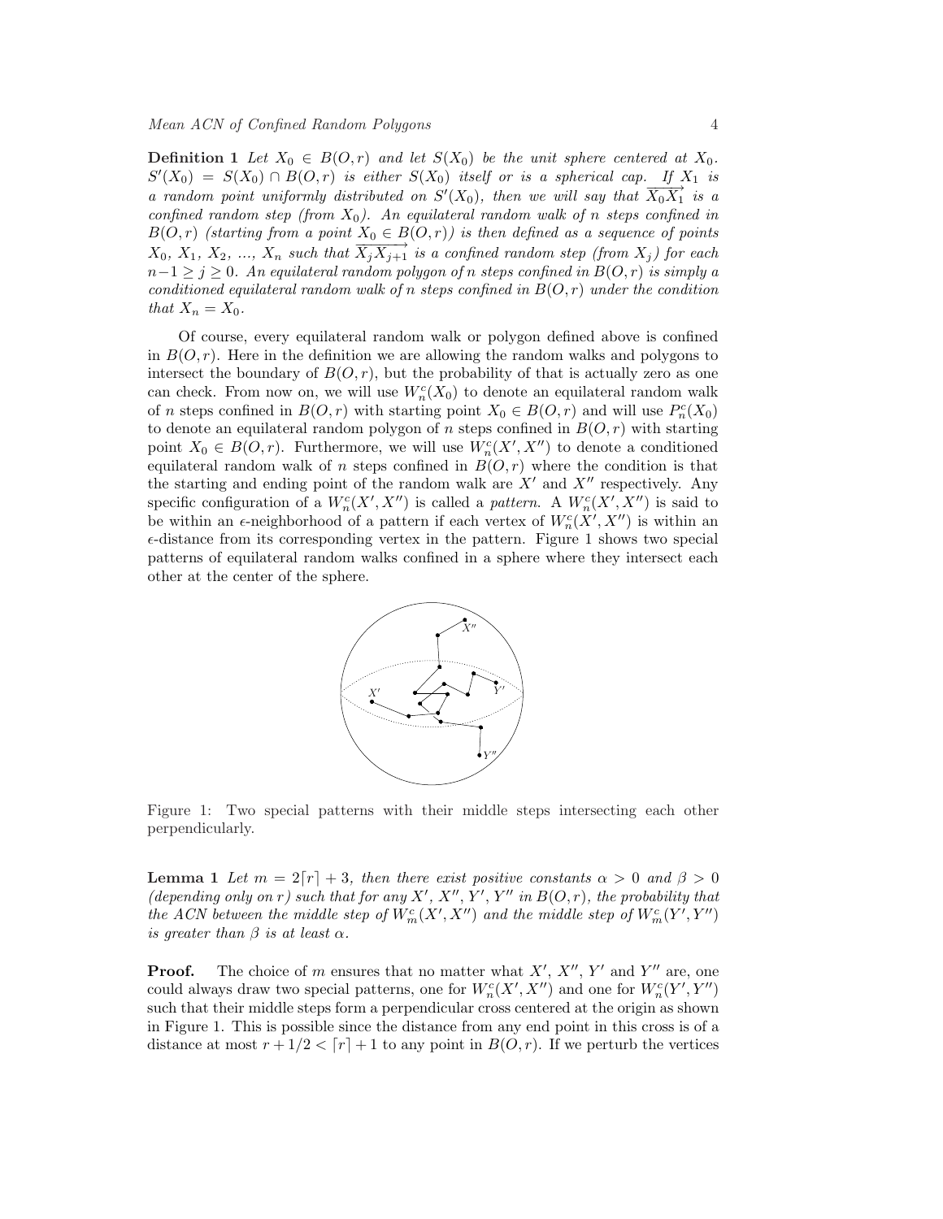**Definition 1** *Let $X_0 \in B(O,r)$ and let $S(X_0)$ be the unit sphere centered at $X_0$. $S'(X_0) = S(X_0) \cap B(O,r)$ is either $S(X_0)$ itself or is a spherical cap. If $X_1$ is a random point uniformly distributed on $S'(X_0)$, then we will say that $\overrightarrow{X_0X_1}$ is a confined random step (from $X_0$). An equilateral random walk of $n$ steps confined in $B(O,r)$ (starting from a point $X_0 \in B(O,r)$) is then defined as a sequence of points $X_0$, $X_1$, $X_2$, ..., $X_n$ such that $\overrightarrow{X_jX_{j+1}}$ is a confined random step (from $X_j$) for each $n-1 \geq j \geq 0$. An equilateral random polygon of $n$ steps confined in $B(O,r)$ is simply a conditioned equilateral random walk of $n$ steps confined in $B(O,r)$ under the condition that $X_n = X_0$.*

Of course, every equilateral random walk or polygon defined above is confined in $B(O,r)$. Here in the definition we are allowing the random walks and polygons to intersect the boundary of $B(O,r)$, but the probability of that is actually zero as one can check. From now on, we will use $W_n^c(X_0)$ to denote an equilateral random walk of $n$ steps confined in $B(O,r)$ with starting point $X_0 \in B(O,r)$ and will use $P_n^c(X_0)$ to denote an equilateral random polygon of $n$ steps confined in $B(O,r)$ with starting point $X_0 \in B(O,r)$. Furthermore, we will use $W_n^c(X', X'')$ to denote a conditioned equilateral random walk of $n$ steps confined in $B(O,r)$ where the condition is that the starting and ending point of the random walk are $X'$ and $X''$ respectively. Any specific configuration of a $W_n^c(X', X'')$ is called a *pattern*. A $W_n^c(X', X'')$ is said to be within an $\epsilon$-neighborhood of a pattern if each vertex of $W_n^c(X', X'')$ is within an $\epsilon$-distance from its corresponding vertex in the pattern. Figure 1 shows two special patterns of equilateral random walks confined in a sphere where they intersect each other at the center of the sphere.

Figure 1: Two special patterns with their middle steps intersecting each other perpendicularly.

**Lemma 1** *Let $m = 2\lceil r \rceil + 3$, then there exist positive constants $\alpha > 0$ and $\beta > 0$ (depending only on $r$) such that for any $X'$, $X''$, $Y'$, $Y''$ in $B(O,r)$, the probability that the ACN between the middle step of $W_m^c(X', X'')$ and the middle step of $W_m^c(Y', Y'')$ is greater than $\beta$ is at least $\alpha$.*

**Proof.** The choice of $m$ ensures that no matter what $X'$, $X''$, $Y'$ and $Y''$ are, one could always draw two special patterns, one for $W_n^c(X', X'')$ and one for $W_n^c(Y', Y'')$ such that their middle steps form a perpendicular cross centered at the origin as shown in Figure 1. This is possible since the distance from any end point in this cross is of a distance at most $r + 1/2 < \lceil r \rceil + 1$ to any point in $B(O,r)$. If we perturb the vertices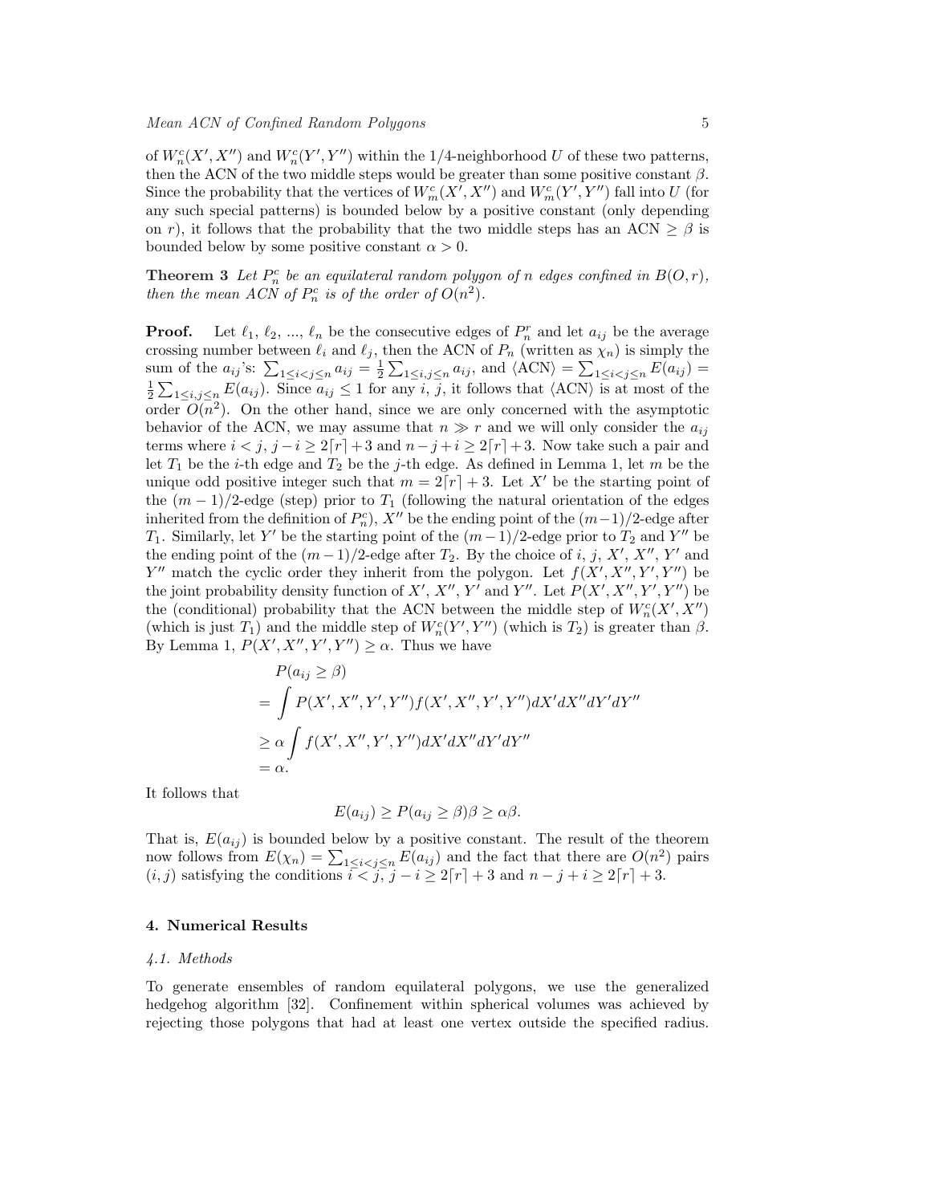of $W_n^c(X', X'')$ and $W_n^c(Y', Y'')$ within the 1/4-neighborhood $U$ of these two patterns, then the ACN of the two middle steps would be greater than some positive constant $\beta$. Since the probability that the vertices of $W_m^c(X', X'')$ and $W_m^c(Y', Y'')$ fall into $U$ (for any such special patterns) is bounded below by a positive constant (only depending on $r$), it follows that the probability that the two middle steps has an ACN $\geq \beta$ is bounded below by some positive constant $\alpha > 0$.

**Theorem 3** *Let $P_n^c$ be an equilateral random polygon of $n$ edges confined in $B(O, r)$, then the mean ACN of $P_n^c$ is of the order of $O(n^2)$.*

**Proof.** Let $\ell_1$, $\ell_2$, ..., $\ell_n$ be the consecutive edges of $P_n^r$ and let $a_{ij}$ be the average crossing number between $\ell_i$ and $\ell_j$, then the ACN of $P_n$ (written as $\chi_n$) is simply the sum of the $a_{ij}$'s: $\sum_{1\leq i<j\leq n} a_{ij} = \frac{1}{2}\sum_{1\leq i,j\leq n} a_{ij}$, and $\langle \text{ACN} \rangle = \sum_{1\leq i<j\leq n} E(a_{ij}) = \frac{1}{2}\sum_{1\leq i,j\leq n} E(a_{ij})$. Since $a_{ij} \leq 1$ for any $i$, $j$, it follows that $\langle \text{ACN} \rangle$ is at most of the order $O(n^2)$. On the other hand, since we are only concerned with the asymptotic behavior of the ACN, we may assume that $n \gg r$ and we will only consider the $a_{ij}$ terms where $i < j$, $j - i \geq 2\lceil r \rceil + 3$ and $n - j + i \geq 2\lceil r \rceil + 3$. Now take such a pair and let $T_1$ be the $i$-th edge and $T_2$ be the $j$-th edge. As defined in Lemma 1, let $m$ be the unique odd positive integer such that $m = 2\lceil r \rceil + 3$. Let $X'$ be the starting point of the $(m-1)/2$-edge (step) prior to $T_1$ (following the natural orientation of the edges inherited from the definition of $P_n^c$), $X''$ be the ending point of the $(m-1)/2$-edge after $T_1$. Similarly, let $Y'$ be the starting point of the $(m-1)/2$-edge prior to $T_2$ and $Y''$ be the ending point of the $(m-1)/2$-edge after $T_2$. By the choice of $i$, $j$, $X'$, $X''$, $Y'$ and $Y''$ match the cyclic order they inherit from the polygon. Let $f(X', X'', Y', Y'')$ be the joint probability density function of $X'$, $X''$, $Y'$ and $Y''$. Let $P(X', X'', Y', Y'')$ be the (conditional) probability that the ACN between the middle step of $W_n^c(X', X'')$ (which is just $T_1$) and the middle step of $W_n^c(Y', Y'')$ (which is $T_2$) is greater than $\beta$. By Lemma 1, $P(X', X'', Y', Y'') \geq \alpha$. Thus we have

$$
\begin{aligned}
& P(a_{ij} \geq \beta) \\
&= \int P(X', X'', Y', Y'') f(X', X'', Y', Y'') dX' dX'' dY' dY'' \\
&\geq \alpha \int f(X', X'', Y', Y'') dX' dX'' dY' dY'' \\
&= \alpha.
\end{aligned}
$$

It follows that

$$E(a_{ij}) \geq P(a_{ij} \geq \beta)\beta \geq \alpha\beta.$$

That is, $E(a_{ij})$ is bounded below by a positive constant. The result of the theorem now follows from $E(\chi_n) = \sum_{1\leq i<j\leq n} E(a_{ij})$ and the fact that there are $O(n^2)$ pairs $(i, j)$ satisfying the conditions $i < j$, $j - i \geq 2\lceil r \rceil + 3$ and $n - j + i \geq 2\lceil r \rceil + 3$.

## 4. Numerical Results

### *4.1. Methods*

To generate ensembles of random equilateral polygons, we use the generalized hedgehog algorithm [32]. Confinement within spherical volumes was achieved by rejecting those polygons that had at least one vertex outside the specified radius.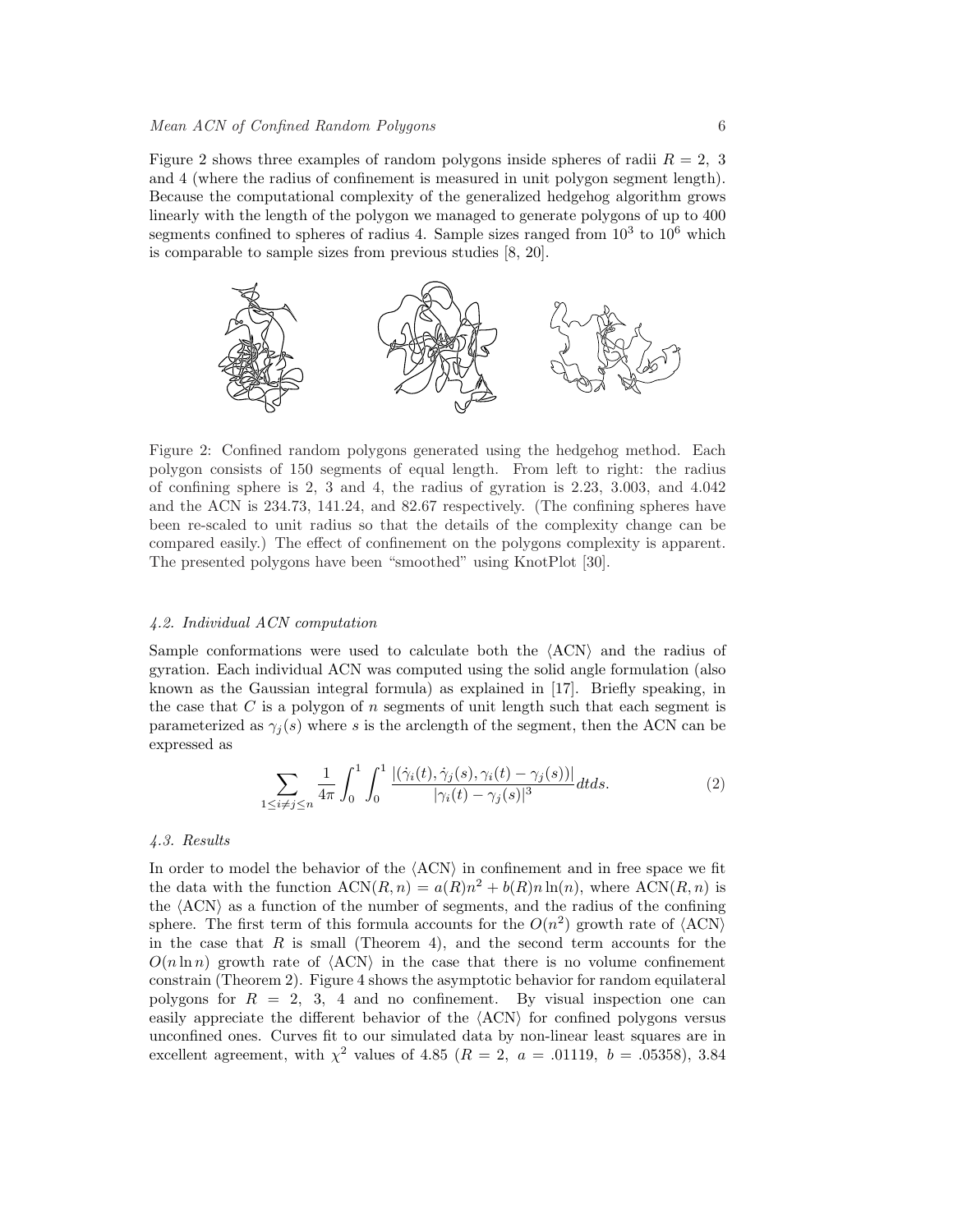Figure 2 shows three examples of random polygons inside spheres of radii $R = 2,\ 3$ and 4 (where the radius of confinement is measured in unit polygon segment length). Because the computational complexity of the generalized hedgehog algorithm grows linearly with the length of the polygon we managed to generate polygons of up to 400 segments confined to spheres of radius 4. Sample sizes ranged from $10^3$ to $10^6$ which is comparable to sample sizes from previous studies [8, 20].

Figure 2: Confined random polygons generated using the hedgehog method. Each polygon consists of 150 segments of equal length. From left to right: the radius of confining sphere is 2, 3 and 4, the radius of gyration is 2.23, 3.003, and 4.042 and the ACN is 234.73, 141.24, and 82.67 respectively. (The confining spheres have been re-scaled to unit radius so that the details of the complexity change can be compared easily.) The effect of confinement on the polygons complexity is apparent. The presented polygons have been "smoothed" using KnotPlot [30].

### *4.2. Individual ACN computation*

Sample conformations were used to calculate both the $\langle \text{ACN} \rangle$ and the radius of gyration. Each individual ACN was computed using the solid angle formulation (also known as the Gaussian integral formula) as explained in [17]. Briefly speaking, in the case that $C$ is a polygon of $n$ segments of unit length such that each segment is parameterized as $\gamma_j(s)$ where $s$ is the arclength of the segment, then the ACN can be expressed as

$$\sum_{1 \leq i \neq j \leq n} \frac{1}{4\pi} \int_0^1 \int_0^1 \frac{|(\dot{\gamma}_i(t), \dot{\gamma}_j(s), \gamma_i(t) - \gamma_j(s))|}{|\gamma_i(t) - \gamma_j(s)|^3} dt ds. \tag{2}$$

### *4.3. Results*

In order to model the behavior of the $\langle \text{ACN} \rangle$ in confinement and in free space we fit the data with the function $\text{ACN}(R, n) = a(R)n^2 + b(R)n\ln(n)$, where $\text{ACN}(R, n)$ is the $\langle \text{ACN} \rangle$ as a function of the number of segments, and the radius of the confining sphere. The first term of this formula accounts for the $O(n^2)$ growth rate of $\langle \text{ACN} \rangle$ in the case that $R$ is small (Theorem 4), and the second term accounts for the $O(n \ln n)$ growth rate of $\langle \text{ACN} \rangle$ in the case that there is no volume confinement constrain (Theorem 2). Figure 4 shows the asymptotic behavior for random equilateral polygons for $R = 2,\ 3,\ 4$ and no confinement. By visual inspection one can easily appreciate the different behavior of the $\langle \text{ACN} \rangle$ for confined polygons versus unconfined ones. Curves fit to our simulated data by non-linear least squares are in excellent agreement, with $\chi^2$ values of 4.85 ($R = 2,\ a = .01119,\ b = .05358$), 3.84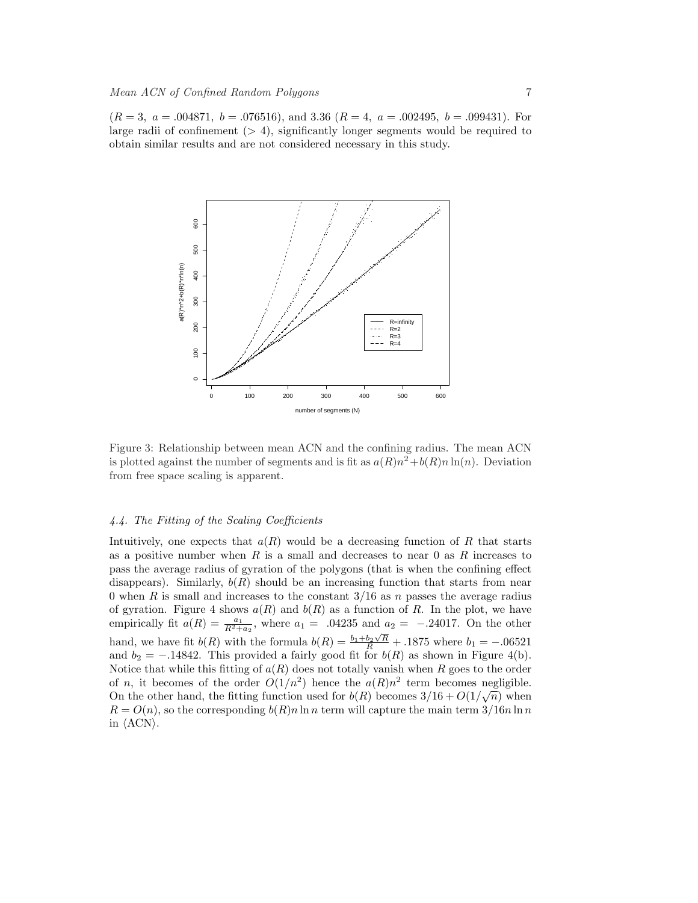($R = 3,\ a = .004871,\ b = .076516$), and 3.36 ($R = 4,\ a = .002495,\ b = .099431$). For large radii of confinement ($> 4$), significantly longer segments would be required to obtain similar results and are not considered necessary in this study.

Figure 3: Relationship between mean ACN and the confining radius. The mean ACN is plotted against the number of segments and is fit as $a(R)n^2 + b(R)n\ln(n)$. Deviation from free space scaling is apparent.

### 4.4. The Fitting of the Scaling Coefficients

Intuitively, one expects that $a(R)$ would be a decreasing function of $R$ that starts as a positive number when $R$ is a small and decreases to near 0 as $R$ increases to pass the average radius of gyration of the polygons (that is when the confining effect disappears). Similarly, $b(R)$ should be an increasing function that starts from near 0 when $R$ is small and increases to the constant $3/16$ as $n$ passes the average radius of gyration. Figure 4 shows $a(R)$ and $b(R)$ as a function of $R$. In the plot, we have empirically fit $a(R) = \frac{a_1}{R^2+a_2}$, where $a_1 =\ .04235$ and $a_2 =\ -.24017$. On the other hand, we have fit $b(R)$ with the formula $b(R) = \frac{b_1+b_2\sqrt{R}}{R} + .1875$ where $b_1 = -.06521$ and $b_2 = -.14842$. This provided a fairly good fit for $b(R)$ as shown in Figure 4(b). Notice that while this fitting of $a(R)$ does not totally vanish when $R$ goes to the order of $n$, it becomes of the order $O(1/n^2)$ hence the $a(R)n^2$ term becomes negligible. On the other hand, the fitting function used for $b(R)$ becomes $3/16 + O(1/\sqrt{n})$ when $R = O(n)$, so the corresponding $b(R)n\ln n$ term will capture the main term $3/16 n\ln n$ in $\langle \mathrm{ACN} \rangle$.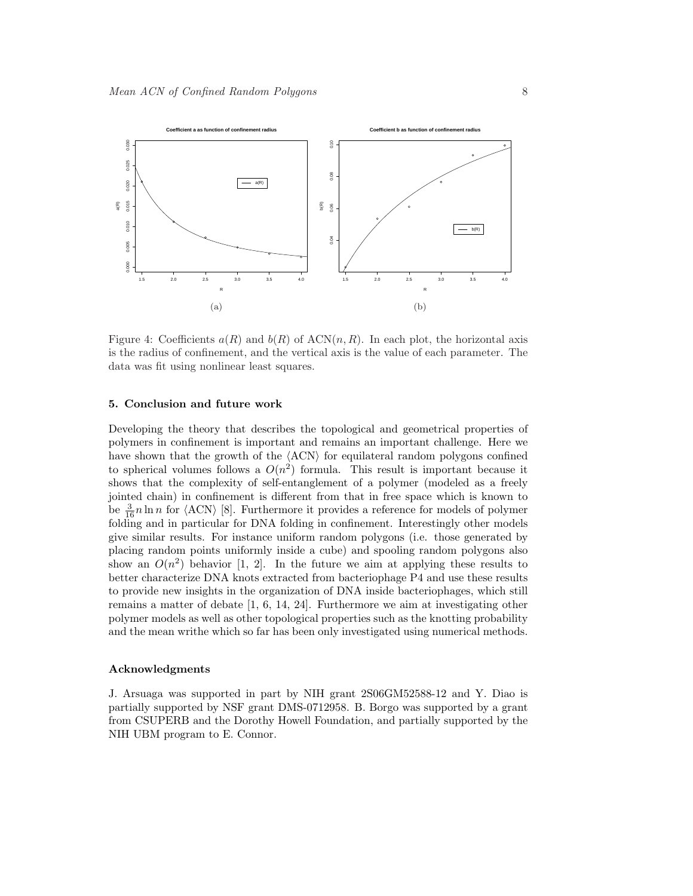Figure 4: Coefficients $a(R)$ and $b(R)$ of $\mathrm{ACN}(n, R)$. In each plot, the horizontal axis is the radius of confinement, and the vertical axis is the value of each parameter. The data was fit using nonlinear least squares.

### 5. Conclusion and future work

Developing the theory that describes the topological and geometrical properties of polymers in confinement is important and remains an important challenge. Here we have shown that the growth of the $\langle \mathrm{ACN} \rangle$ for equilateral random polygons confined to spherical volumes follows a $O(n^2)$ formula. This result is important because it shows that the complexity of self-entanglement of a polymer (modeled as a freely jointed chain) in confinement is different from that in free space which is known to be $\frac{3}{16} n \ln n$ for $\langle \mathrm{ACN} \rangle$ [8]. Furthermore it provides a reference for models of polymer folding and in particular for DNA folding in confinement. Interestingly other models give similar results. For instance uniform random polygons (i.e. those generated by placing random points uniformly inside a cube) and spooling random polygons also show an $O(n^2)$ behavior [1, 2]. In the future we aim at applying these results to better characterize DNA knots extracted from bacteriophage P4 and use these results to provide new insights in the organization of DNA inside bacteriophages, which still remains a matter of debate [1, 6, 14, 24]. Furthermore we aim at investigating other polymer models as well as other topological properties such as the knotting probability and the mean writhe which so far has been only investigated using numerical methods.

### Acknowledgments

J. Arsuaga was supported in part by NIH grant 2S06GM52588-12 and Y. Diao is partially supported by NSF grant DMS-0712958. B. Borgo was supported by a grant from CSUPERB and the Dorothy Howell Foundation, and partially supported by the NIH UBM program to E. Connor.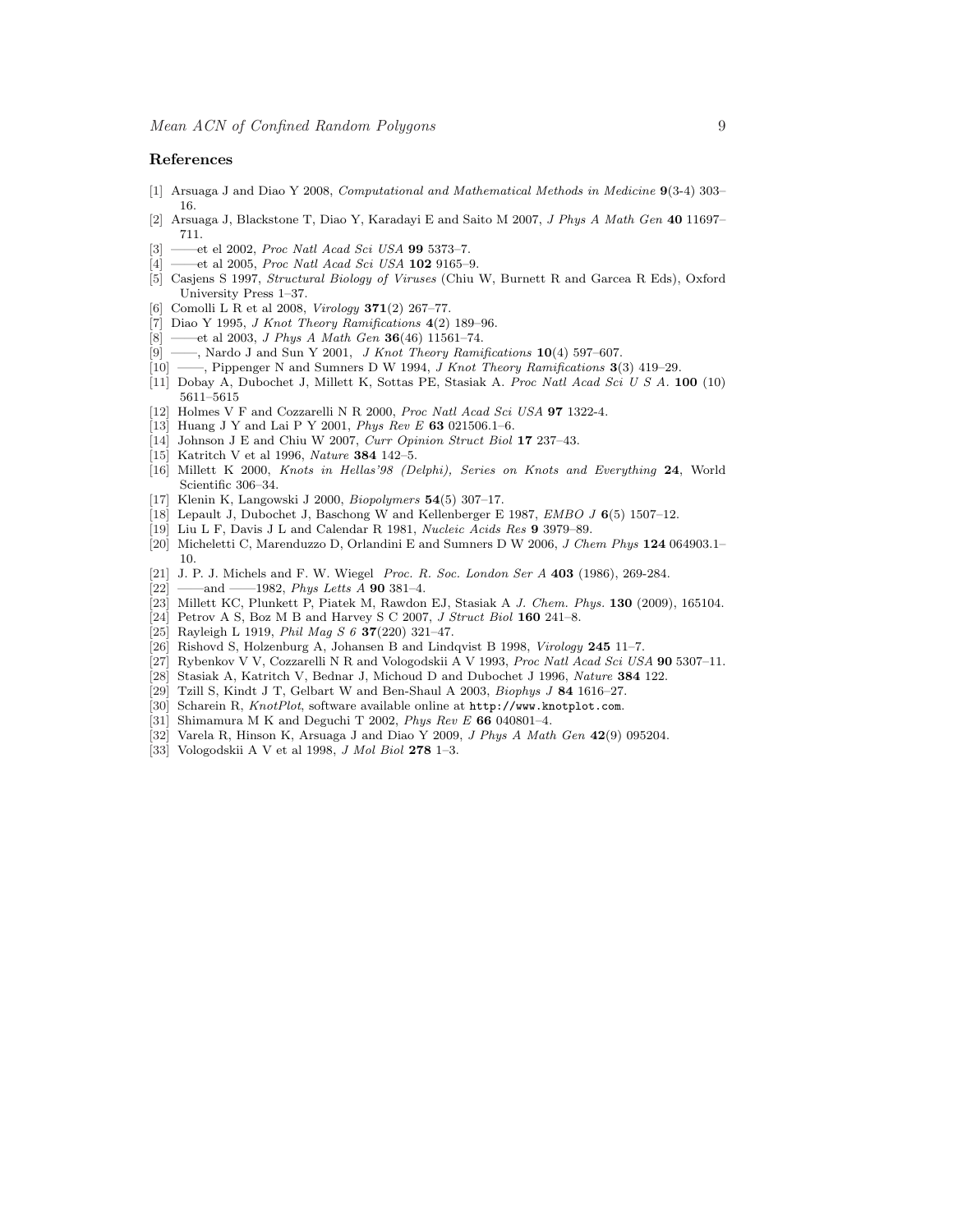## References

[1] Arsuaga J and Diao Y 2008, *Computational and Mathematical Methods in Medicine* **9**(3-4) 303–16.
[2] Arsuaga J, Blackstone T, Diao Y, Karadayi E and Saito M 2007, *J Phys A Math Gen* **40** 11697–711.
[3] ——et el 2002, *Proc Natl Acad Sci USA* **99** 5373–7.
[4] ——et al 2005, *Proc Natl Acad Sci USA* **102** 9165–9.
[5] Casjens S 1997, *Structural Biology of Viruses* (Chiu W, Burnett R and Garcea R Eds), Oxford University Press 1–37.
[6] Comolli L R et al 2008, *Virology* **371**(2) 267–77.
[7] Diao Y 1995, *J Knot Theory Ramifications* **4**(2) 189–96.
[8] ——et al 2003, *J Phys A Math Gen* **36**(46) 11561–74.
[9] ——, Nardo J and Sun Y 2001, *J Knot Theory Ramifications* **10**(4) 597–607.
[10] ——, Pippenger N and Sumners D W 1994, *J Knot Theory Ramifications* **3**(3) 419–29.
[11] Dobay A, Dubochet J, Millett K, Sottas PE, Stasiak A. *Proc Natl Acad Sci U S A.* **100** (10) 5611–5615
[12] Holmes V F and Cozzarelli N R 2000, *Proc Natl Acad Sci USA* **97** 1322-4.
[13] Huang J Y and Lai P Y 2001, *Phys Rev E* **63** 021506.1–6.
[14] Johnson J E and Chiu W 2007, *Curr Opinion Struct Biol* **17** 237–43.
[15] Katritch V et al 1996, *Nature* **384** 142–5.
[16] Millett K 2000, *Knots in Hellas'98 (Delphi), Series on Knots and Everything* **24**, World Scientific 306–34.
[17] Klenin K, Langowski J 2000, *Biopolymers* **54**(5) 307–17.
[18] Lepault J, Dubochet J, Baschong W and Kellenberger E 1987, *EMBO J* **6**(5) 1507–12.
[19] Liu L F, Davis J L and Calendar R 1981, *Nucleic Acids Res* **9** 3979–89.
[20] Micheletti C, Marenduzzo D, Orlandini E and Sumners D W 2006, *J Chem Phys* **124** 064903.1–10.
[21] J. P. J. Michels and F. W. Wiegel *Proc. R. Soc. London Ser A* **403** (1986), 269-284.
[22] ——and ——1982, *Phys Letts A* **90** 381–4.
[23] Millett KC, Plunkett P, Piatek M, Rawdon EJ, Stasiak A *J. Chem. Phys.* **130** (2009), 165104.
[24] Petrov A S, Boz M B and Harvey S C 2007, *J Struct Biol* **160** 241–8.
[25] Rayleigh L 1919, *Phil Mag S 6* **37**(220) 321–47.
[26] Rishovd S, Holzenburg A, Johansen B and Lindqvist B 1998, *Virology* **245** 11–7.
[27] Rybenkov V V, Cozzarelli N R and Vologodskii A V 1993, *Proc Natl Acad Sci USA* **90** 5307–11.
[28] Stasiak A, Katritch V, Bednar J, Michoud D and Dubochet J 1996, *Nature* **384** 122.
[29] Tzill S, Kindt J T, Gelbart W and Ben-Shaul A 2003, *Biophys J* **84** 1616–27.
[30] Scharein R, *KnotPlot*, software available online at http://www.knotplot.com.
[31] Shimamura M K and Deguchi T 2002, *Phys Rev E* **66** 040801–4.
[32] Varela R, Hinson K, Arsuaga J and Diao Y 2009, *J Phys A Math Gen* **42**(9) 095204.
[33] Vologodskii A V et al 1998, *J Mol Biol* **278** 1–3.